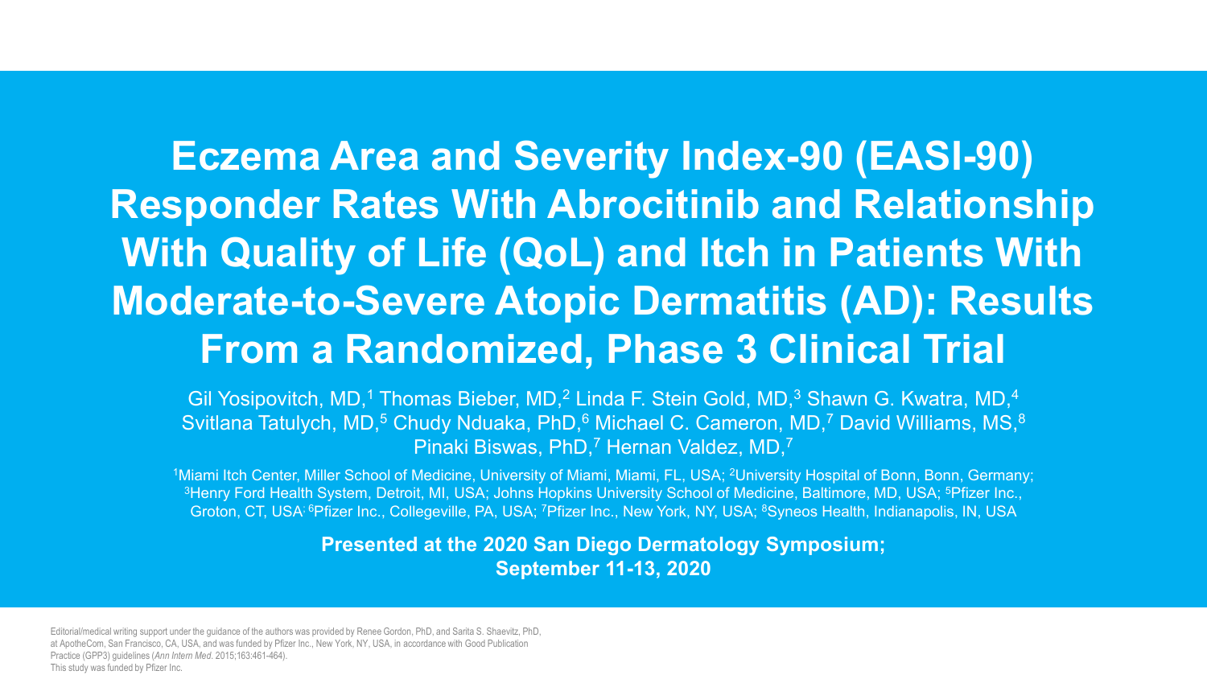# Eczema Area and Severity Index-90 (EASI-90) Responder Rates With Abrocitinib and Relationship With Quality of Life (QoL) and Itch in Patients With Moderate-to-Severe Atopic Dermatitis (AD): Results From a Randomized, Phase 3 Clinical Trial

Gil Yosipovitch, MD,[1] Thomas Bieber, MD,[2] Linda F. Stein Gold, MD,[3] Shawn G. Kwatra, MD,[4] Svitlana Tatulych, MD,[5] Chudy Nduaka, PhD,[6] Michael C. Cameron, MD,[7] David Williams, MS,[8] Pinaki Biswas, PhD,[7] Hernan Valdez, MD,[7]

[1]Miami Itch Center, Miller School of Medicine, University of Miami, Miami, FL, USA; [2]University Hospital of Bonn, Bonn, Germany; [3]Henry Ford Health System, Detroit, MI, USA; Johns Hopkins University School of Medicine, Baltimore, MD, USA; [5]Pfizer Inc., Groton, CT, USA; [6]Pfizer Inc., Collegeville, PA, USA; [7]Pfizer Inc., New York, NY, USA; [8]Syneos Health, Indianapolis, IN, USA

**Presented at the 2020 San Diego Dermatology Symposium; September 11-13, 2020**

Editorial/medical writing support under the guidance of the authors was provided by Renee Gordon, PhD, and Sarita S. Shaevitz, PhD, at ApotheCom, San Francisco, CA, USA, and was funded by Pfizer Inc., New York, NY, USA, in accordance with Good Publication Practice (GPP3) guidelines (*Ann Intern Med*. 2015;163:461-464).
This study was funded by Pfizer Inc.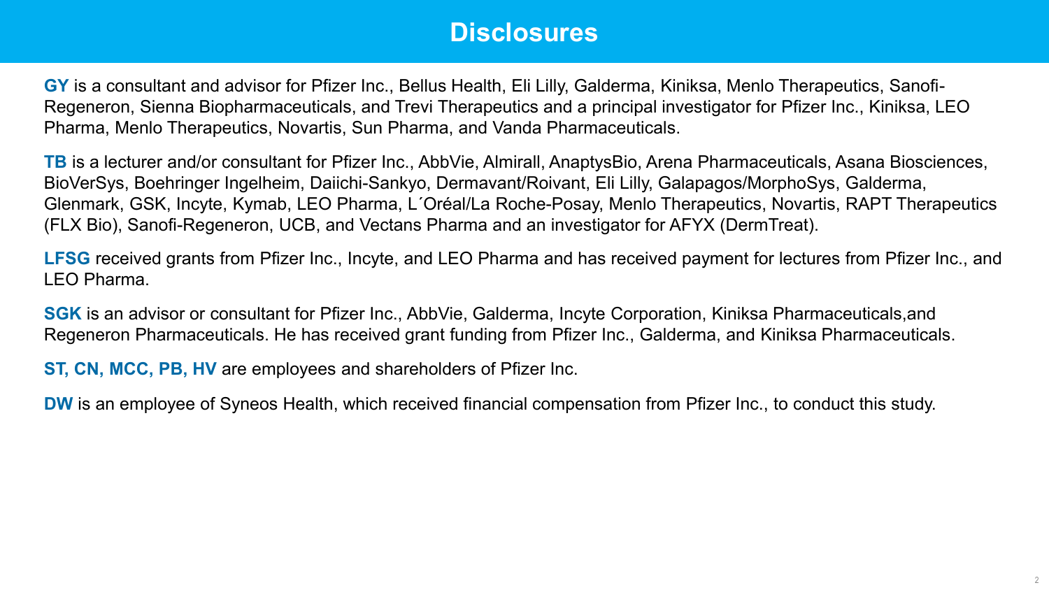# Disclosures

**GY** is a consultant and advisor for Pfizer Inc., Bellus Health, Eli Lilly, Galderma, Kiniksa, Menlo Therapeutics, Sanofi-Regeneron, Sienna Biopharmaceuticals, and Trevi Therapeutics and a principal investigator for Pfizer Inc., Kiniksa, LEO Pharma, Menlo Therapeutics, Novartis, Sun Pharma, and Vanda Pharmaceuticals.

**TB** is a lecturer and/or consultant for Pfizer Inc., AbbVie, Almirall, AnaptysBio, Arena Pharmaceuticals, Asana Biosciences, BioVerSys, Boehringer Ingelheim, Daiichi-Sankyo, Dermavant/Roivant, Eli Lilly, Galapagos/MorphoSys, Galderma, Glenmark, GSK, Incyte, Kymab, LEO Pharma, L´Oréal/La Roche-Posay, Menlo Therapeutics, Novartis, RAPT Therapeutics (FLX Bio), Sanofi-Regeneron, UCB, and Vectans Pharma and an investigator for AFYX (DermTreat).

**LFSG** received grants from Pfizer Inc., Incyte, and LEO Pharma and has received payment for lectures from Pfizer Inc., and LEO Pharma.

**SGK** is an advisor or consultant for Pfizer Inc., AbbVie, Galderma, Incyte Corporation, Kiniksa Pharmaceuticals,and Regeneron Pharmaceuticals. He has received grant funding from Pfizer Inc., Galderma, and Kiniksa Pharmaceuticals.

**ST, CN, MCC, PB, HV** are employees and shareholders of Pfizer Inc.

**DW** is an employee of Syneos Health, which received financial compensation from Pfizer Inc., to conduct this study.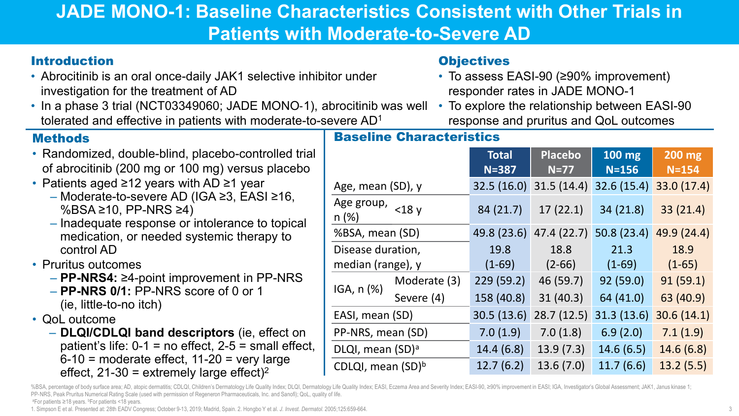# JADE MONO-1: Baseline Characteristics Consistent with Other Trials in Patients with Moderate-to-Severe AD

## Introduction

- Abrocitinib is an oral once-daily JAK1 selective inhibitor under investigation for the treatment of AD
- In a phase 3 trial (NCT03349060; JADE MONO-1), abrocitinib was well tolerated and effective in patients with moderate-to-severe AD[1]

## Objectives

- To assess EASI-90 (≥90% improvement) responder rates in JADE MONO-1
- To explore the relationship between EASI-90 response and pruritus and QoL outcomes

## Methods

- Randomized, double-blind, placebo-controlled trial of abrocitinib (200 mg or 100 mg) versus placebo
- Patients aged ≥12 years with AD ≥1 year
  - Moderate-to-severe AD (IGA ≥3, EASI ≥16, %BSA ≥10, PP-NRS ≥4)
  - Inadequate response or intolerance to topical medication, or needed systemic therapy to control AD
- Pruritus outcomes
  - **PP-NRS4:** ≥4-point improvement in PP-NRS
  - **PP-NRS 0/1:** PP-NRS score of 0 or 1 (ie, little-to-no itch)
- QoL outcome
  - **DLQI/CDLQI band descriptors** (ie, effect on patient's life: 0-1 = no effect, 2-5 = small effect, 6-10 = moderate effect, 11-20 = very large effect, 21-30 = extremely large effect)[2]

## Baseline Characteristics

| | | Total N=387 | Placebo N=77 | 100 mg N=156 | 200 mg N=154 |
|---|---|---|---|---|---|
| Age, mean (SD), y | | 32.5 (16.0) | 31.5 (14.4) | 32.6 (15.4) | 33.0 (17.4) |
| Age group, n (%) | <18 y | 84 (21.7) | 17 (22.1) | 34 (21.8) | 33 (21.4) |
| %BSA, mean (SD) | | 49.8 (23.6) | 47.4 (22.7) | 50.8 (23.4) | 49.9 (24.4) |
| Disease duration, median (range), y | | 19.8 (1-69) | 18.8 (2-66) | 21.3 (1-69) | 18.9 (1-65) |
| IGA, n (%) | Moderate (3) | 229 (59.2) | 46 (59.7) | 92 (59.0) | 91 (59.1) |
| | Severe (4) | 158 (40.8) | 31 (40.3) | 64 (41.0) | 63 (40.9) |
| EASI, mean (SD) | | 30.5 (13.6) | 28.7 (12.5) | 31.3 (13.6) | 30.6 (14.1) |
| PP-NRS, mean (SD) | | 7.0 (1.9) | 7.0 (1.8) | 6.9 (2.0) | 7.1 (1.9) |
| DLQI, mean (SD)[a] | | 14.4 (6.8) | 13.9 (7.3) | 14.6 (6.5) | 14.6 (6.8) |
| CDLQI, mean (SD)[b] | | 12.7 (6.2) | 13.6 (7.0) | 11.7 (6.6) | 13.2 (5.5) |

%BSA, percentage of body surface area; AD, atopic dermatitis; CDLQI, Children's Dermatology Life Quality Index; DLQI, Dermatology Life Quality Index; EASI, Eczema Area and Severity Index; EASI-90, ≥90% improvement in EASI; IGA, Investigator's Global Assessment; JAK1, Janus kinase 1; PP-NRS, Peak Pruritus Numerical Rating Scale (used with permission of Regeneron Pharmaceuticals, Inc. and Sanofi); QoL, quality of life.

[a]For patients ≥18 years. [b]For patients <18 years.

1. Simpson E et al. Presented at: 28th EADV Congress; October 9-13, 2019; Madrid, Spain. 2. Hongbo Y et al. *J. Invest. Dermatol.* 2005;125:659-664.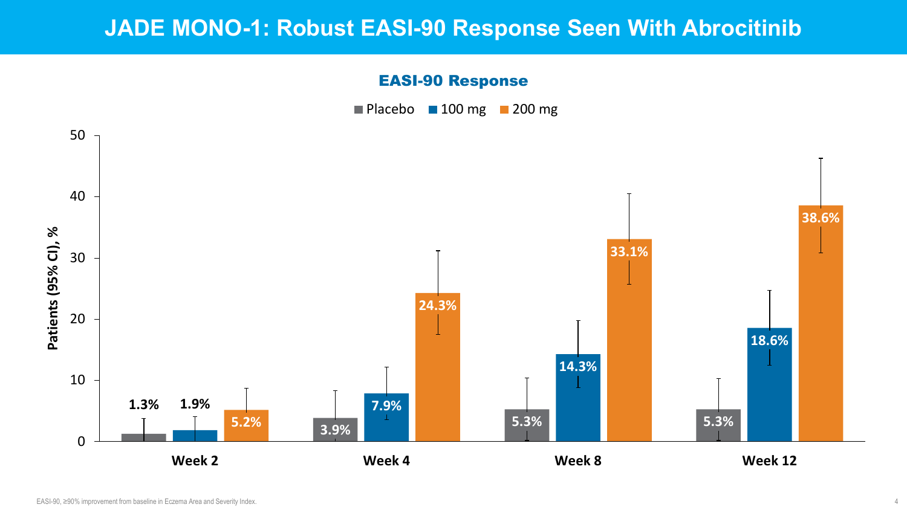# JADE MONO-1: Robust EASI-90 Response Seen With Abrocitinib

## EASI-90 Response

| | Placebo | 100 mg | 200 mg |
|---|---|---|---|
| Week 2 | 1.3% | 1.9% | 5.2% |
| Week 4 | 3.9% | 7.9% | 24.3% |
| Week 8 | 5.3% | 14.3% | 33.1% |
| Week 12 | 5.3% | 18.6% | 38.6% |

Patients (95% CI), %

EASI-90, ≥90% improvement from baseline in Eczema Area and Severity Index.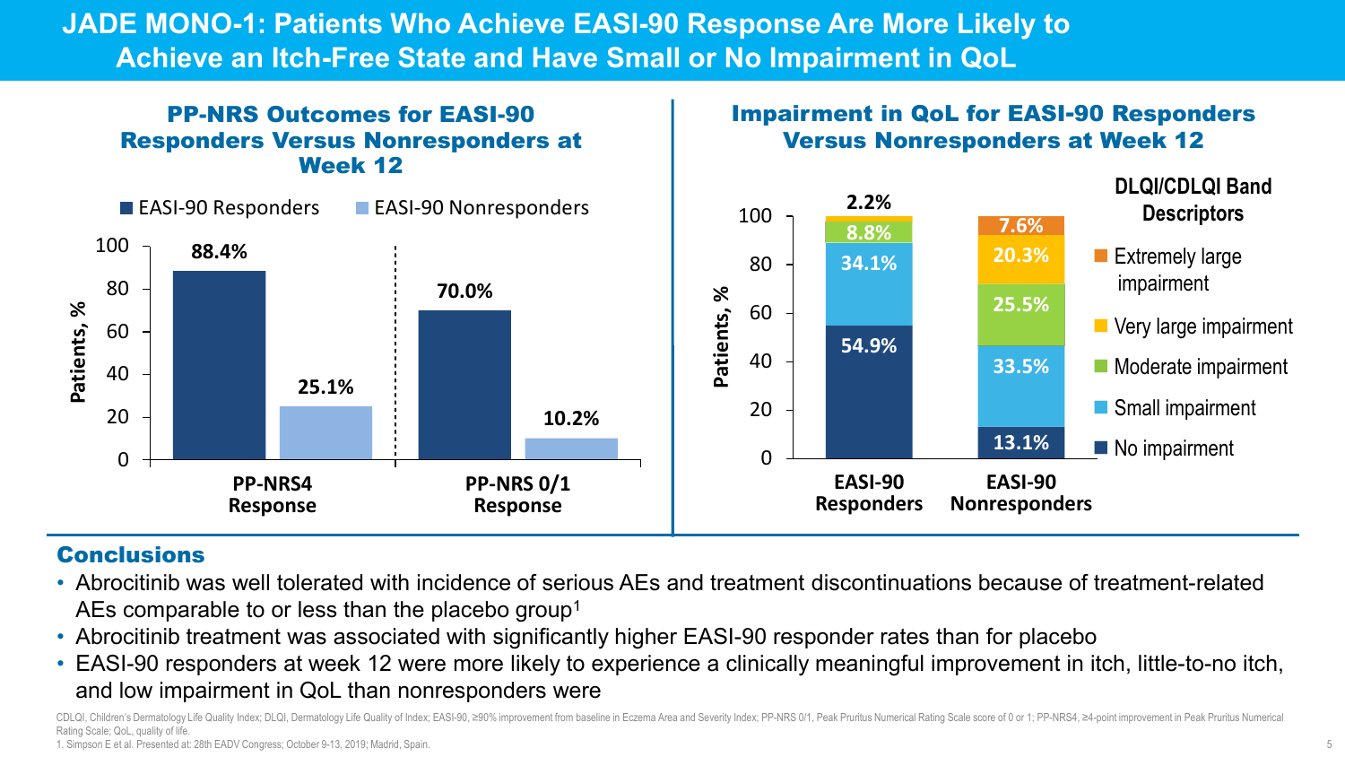# JADE MONO-1: Patients Who Achieve EASI-90 Response Are More Likely to Achieve an Itch-Free State and Have Small or No Impairment in QoL

## PP-NRS Outcomes for EASI-90 Responders Versus Nonresponders at Week 12

EASI-90 Responders
EASI-90 Nonresponders

Patients, %

100
80
60
40
20
0

88.4%
25.1%
70.0%
10.2%

PP-NRS4 Response
PP-NRS 0/1 Response

## Impairment in QoL for EASI-90 Responders Versus Nonresponders at Week 12

Patients, %

100
80
60
40
20
0

EASI-90 Responders: 2.2%, 8.8%, 34.1%, 54.9%
EASI-90 Nonresponders: 7.6%, 20.3%, 25.5%, 33.5%, 13.1%

DLQI/CDLQI Band Descriptors

- Extremely large impairment
- Very large impairment
- Moderate impairment
- Small impairment
- No impairment

## Conclusions

- Abrocitinib was well tolerated with incidence of serious AEs and treatment discontinuations because of treatment-related AEs comparable to or less than the placebo group[1]
- Abrocitinib treatment was associated with significantly higher EASI-90 responder rates than for placebo
- EASI-90 responders at week 12 were more likely to experience a clinically meaningful improvement in itch, little-to-no itch, and low impairment in QoL than nonresponders were

CDLQI, Children's Dermatology Life Quality Index; DLQI, Dermatology Life Quality of Index; EASI-90, ≥90% improvement from baseline in Eczema Area and Severity Index; PP-NRS 0/1, Peak Pruritus Numerical Rating Scale score of 0 or 1; PP-NRS4, ≥4-point improvement in Peak Pruritus Numerical Rating Scale; QoL, quality of life.

1. Simpson E et al. Presented at: 28th EADV Congress; October 9-13, 2019; Madrid, Spain.